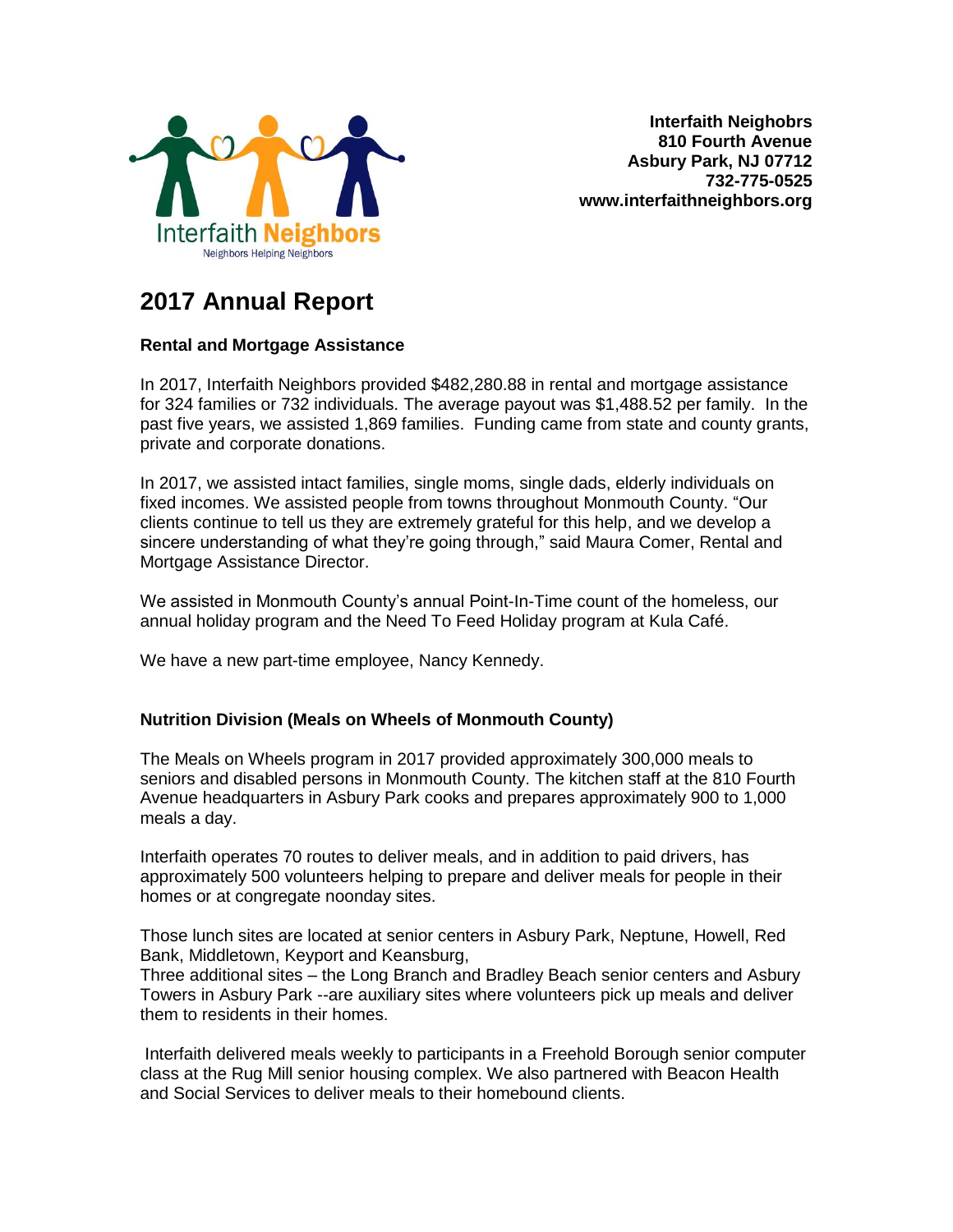Interfaith Neighbors
Neighbors Helping Neighbors

**Interfaith Neighobrs**
**810 Fourth Avenue**
**Asbury Park, NJ 07712**
**732-775-0525**
**www.interfaithneighbors.org**

# 2017 Annual Report

**Rental and Mortgage Assistance**

In 2017, Interfaith Neighbors provided $482,280.88 in rental and mortgage assistance for 324 families or 732 individuals. The average payout was $1,488.52 per family. In the past five years, we assisted 1,869 families. Funding came from state and county grants, private and corporate donations.

In 2017, we assisted intact families, single moms, single dads, elderly individuals on fixed incomes. We assisted people from towns throughout Monmouth County. "Our clients continue to tell us they are extremely grateful for this help, and we develop a sincere understanding of what they're going through," said Maura Comer, Rental and Mortgage Assistance Director.

We assisted in Monmouth County's annual Point-In-Time count of the homeless, our annual holiday program and the Need To Feed Holiday program at Kula Café.

We have a new part-time employee, Nancy Kennedy.

**Nutrition Division (Meals on Wheels of Monmouth County)**

The Meals on Wheels program in 2017 provided approximately 300,000 meals to seniors and disabled persons in Monmouth County. The kitchen staff at the 810 Fourth Avenue headquarters in Asbury Park cooks and prepares approximately 900 to 1,000 meals a day.

Interfaith operates 70 routes to deliver meals, and in addition to paid drivers, has approximately 500 volunteers helping to prepare and deliver meals for people in their homes or at congregate noonday sites.

Those lunch sites are located at senior centers in Asbury Park, Neptune, Howell, Red Bank, Middletown, Keyport and Keansburg,
Three additional sites – the Long Branch and Bradley Beach senior centers and Asbury Towers in Asbury Park --are auxiliary sites where volunteers pick up meals and deliver them to residents in their homes.

Interfaith delivered meals weekly to participants in a Freehold Borough senior computer class at the Rug Mill senior housing complex. We also partnered with Beacon Health and Social Services to deliver meals to their homebound clients.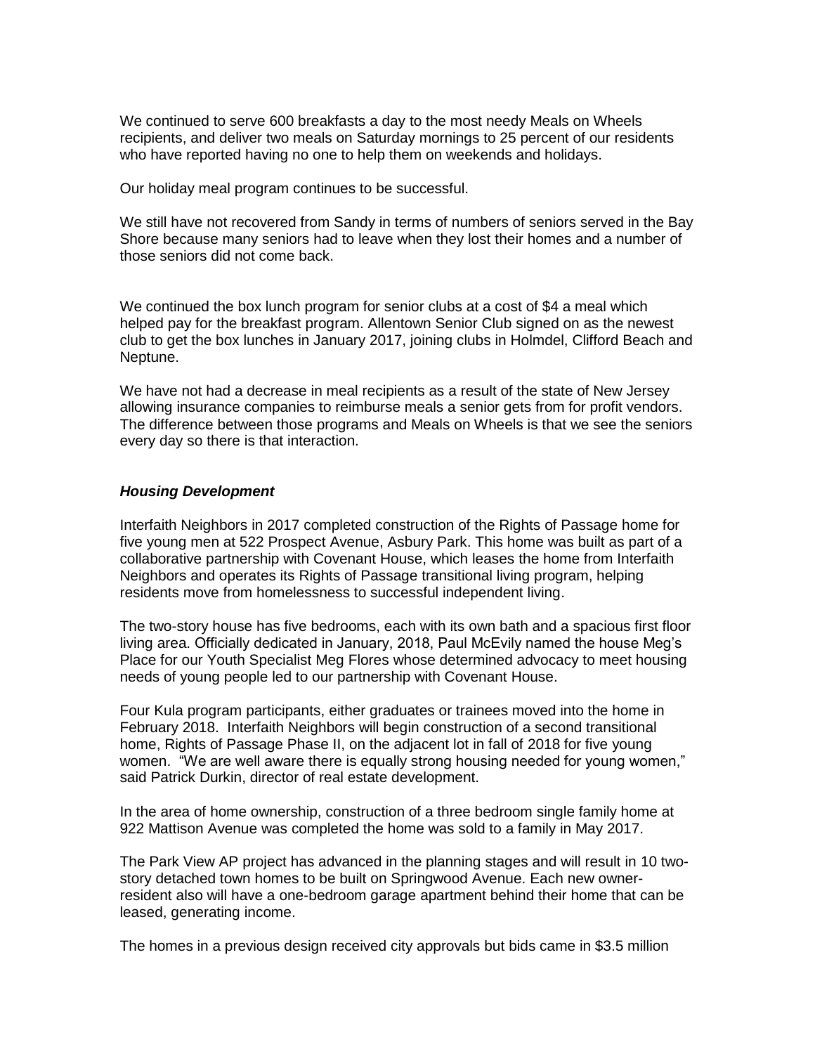We continued to serve 600 breakfasts a day to the most needy Meals on Wheels recipients, and deliver two meals on Saturday mornings to 25 percent of our residents who have reported having no one to help them on weekends and holidays.

Our holiday meal program continues to be successful.

We still have not recovered from Sandy in terms of numbers of seniors served in the Bay Shore because many seniors had to leave when they lost their homes and a number of those seniors did not come back.

We continued the box lunch program for senior clubs at a cost of $4 a meal which helped pay for the breakfast program. Allentown Senior Club signed on as the newest club to get the box lunches in January 2017, joining clubs in Holmdel, Clifford Beach and Neptune.

We have not had a decrease in meal recipients as a result of the state of New Jersey allowing insurance companies to reimburse meals a senior gets from for profit vendors. The difference between those programs and Meals on Wheels is that we see the seniors every day so there is that interaction.

***Housing Development***

Interfaith Neighbors in 2017 completed construction of the Rights of Passage home for five young men at 522 Prospect Avenue, Asbury Park. This home was built as part of a collaborative partnership with Covenant House, which leases the home from Interfaith Neighbors and operates its Rights of Passage transitional living program, helping residents move from homelessness to successful independent living.

The two-story house has five bedrooms, each with its own bath and a spacious first floor living area. Officially dedicated in January, 2018, Paul McEvily named the house Meg's Place for our Youth Specialist Meg Flores whose determined advocacy to meet housing needs of young people led to our partnership with Covenant House.

Four Kula program participants, either graduates or trainees moved into the home in February 2018. Interfaith Neighbors will begin construction of a second transitional home, Rights of Passage Phase II, on the adjacent lot in fall of 2018 for five young women. "We are well aware there is equally strong housing needed for young women," said Patrick Durkin, director of real estate development.

In the area of home ownership, construction of a three bedroom single family home at 922 Mattison Avenue was completed the home was sold to a family in May 2017.

The Park View AP project has advanced in the planning stages and will result in 10 two-story detached town homes to be built on Springwood Avenue. Each new owner-resident also will have a one-bedroom garage apartment behind their home that can be leased, generating income.

The homes in a previous design received city approvals but bids came in $3.5 million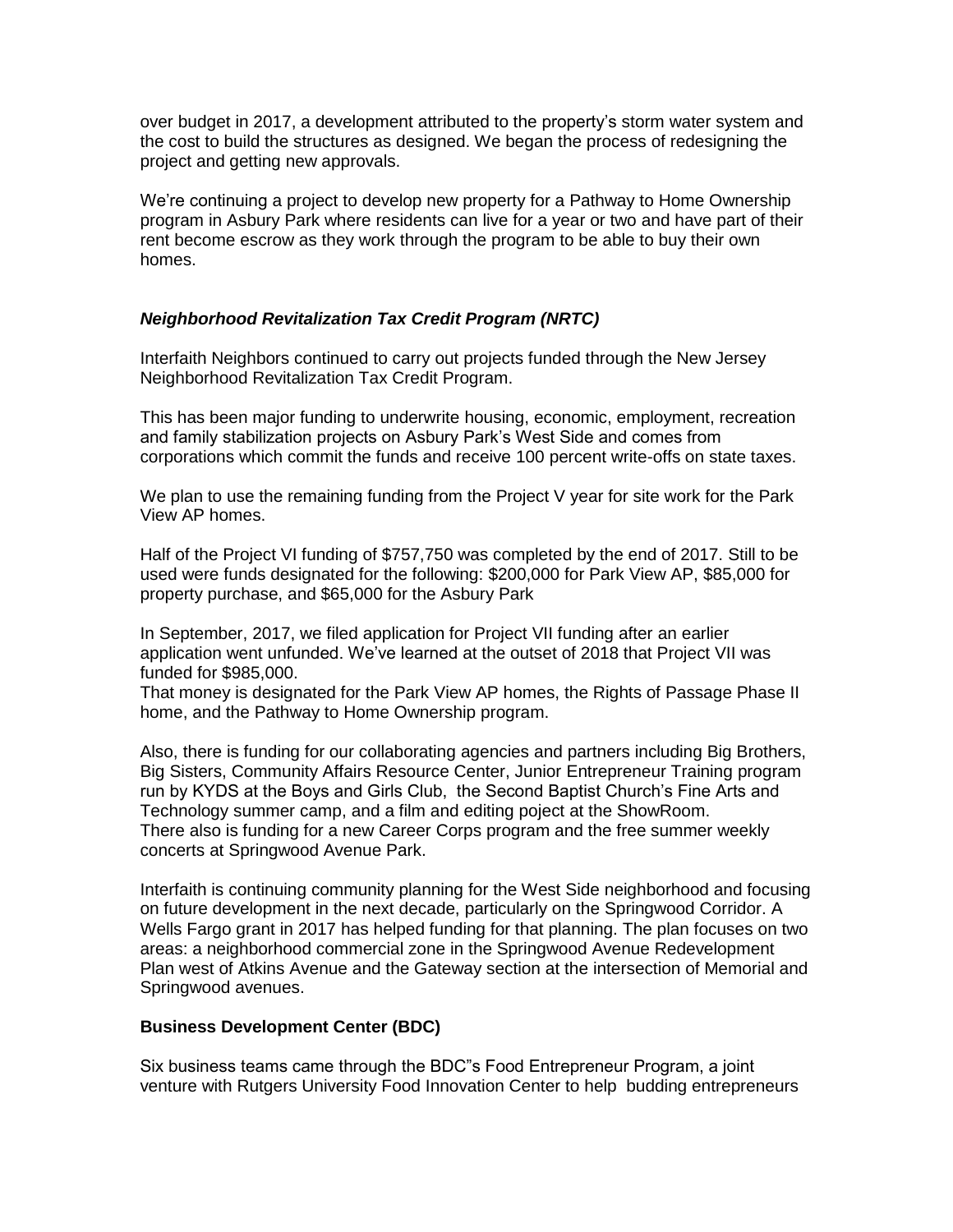over budget in 2017, a development attributed to the property's storm water system and the cost to build the structures as designed. We began the process of redesigning the project and getting new approvals.

We're continuing a project to develop new property for a Pathway to Home Ownership program in Asbury Park where residents can live for a year or two and have part of their rent become escrow as they work through the program to be able to buy their own homes.

### *Neighborhood Revitalization Tax Credit Program (NRTC)*

Interfaith Neighbors continued to carry out projects funded through the New Jersey Neighborhood Revitalization Tax Credit Program.

This has been major funding to underwrite housing, economic, employment, recreation and family stabilization projects on Asbury Park's West Side and comes from corporations which commit the funds and receive 100 percent write-offs on state taxes.

We plan to use the remaining funding from the Project V year for site work for the Park View AP homes.

Half of the Project VI funding of $757,750 was completed by the end of 2017. Still to be used were funds designated for the following: $200,000 for Park View AP, $85,000 for property purchase, and $65,000 for the Asbury Park

In September, 2017, we filed application for Project VII funding after an earlier application went unfunded. We've learned at the outset of 2018 that Project VII was funded for $985,000.
That money is designated for the Park View AP homes, the Rights of Passage Phase II home, and the Pathway to Home Ownership program.

Also, there is funding for our collaborating agencies and partners including Big Brothers, Big Sisters, Community Affairs Resource Center, Junior Entrepreneur Training program run by KYDS at the Boys and Girls Club, the Second Baptist Church's Fine Arts and Technology summer camp, and a film and editing poject at the ShowRoom.
There also is funding for a new Career Corps program and the free summer weekly concerts at Springwood Avenue Park.

Interfaith is continuing community planning for the West Side neighborhood and focusing on future development in the next decade, particularly on the Springwood Corridor. A Wells Fargo grant in 2017 has helped funding for that planning. The plan focuses on two areas: a neighborhood commercial zone in the Springwood Avenue Redevelopment Plan west of Atkins Avenue and the Gateway section at the intersection of Memorial and Springwood avenues.

### **Business Development Center (BDC)**

Six business teams came through the BDC"s Food Entrepreneur Program, a joint venture with Rutgers University Food Innovation Center to help budding entrepreneurs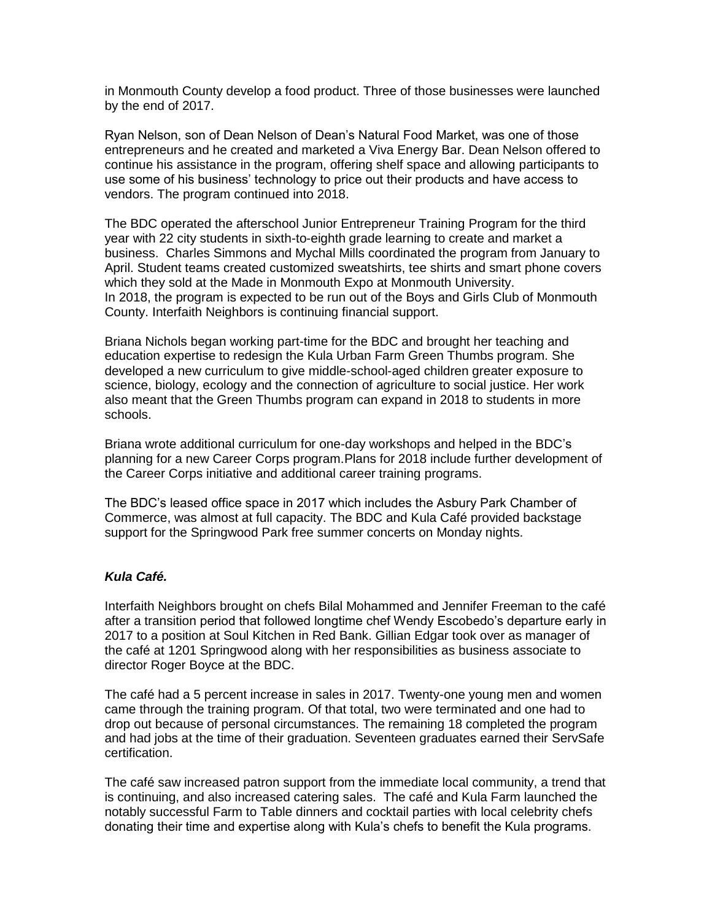in Monmouth County develop a food product. Three of those businesses were launched by the end of 2017.

Ryan Nelson, son of Dean Nelson of Dean's Natural Food Market, was one of those entrepreneurs and he created and marketed a Viva Energy Bar. Dean Nelson offered to continue his assistance in the program, offering shelf space and allowing participants to use some of his business' technology to price out their products and have access to vendors. The program continued into 2018.

The BDC operated the afterschool Junior Entrepreneur Training Program for the third year with 22 city students in sixth-to-eighth grade learning to create and market a business. Charles Simmons and Mychal Mills coordinated the program from January to April. Student teams created customized sweatshirts, tee shirts and smart phone covers which they sold at the Made in Monmouth Expo at Monmouth University.
In 2018, the program is expected to be run out of the Boys and Girls Club of Monmouth County. Interfaith Neighbors is continuing financial support.

Briana Nichols began working part-time for the BDC and brought her teaching and education expertise to redesign the Kula Urban Farm Green Thumbs program. She developed a new curriculum to give middle-school-aged children greater exposure to science, biology, ecology and the connection of agriculture to social justice. Her work also meant that the Green Thumbs program can expand in 2018 to students in more schools.

Briana wrote additional curriculum for one-day workshops and helped in the BDC's planning for a new Career Corps program.Plans for 2018 include further development of the Career Corps initiative and additional career training programs.

The BDC's leased office space in 2017 which includes the Asbury Park Chamber of Commerce, was almost at full capacity. The BDC and Kula Café provided backstage support for the Springwood Park free summer concerts on Monday nights.

***Kula Café.***

Interfaith Neighbors brought on chefs Bilal Mohammed and Jennifer Freeman to the café after a transition period that followed longtime chef Wendy Escobedo's departure early in 2017 to a position at Soul Kitchen in Red Bank. Gillian Edgar took over as manager of the café at 1201 Springwood along with her responsibilities as business associate to director Roger Boyce at the BDC.

The café had a 5 percent increase in sales in 2017. Twenty-one young men and women came through the training program. Of that total, two were terminated and one had to drop out because of personal circumstances. The remaining 18 completed the program and had jobs at the time of their graduation. Seventeen graduates earned their ServSafe certification.

The café saw increased patron support from the immediate local community, a trend that is continuing, and also increased catering sales. The café and Kula Farm launched the notably successful Farm to Table dinners and cocktail parties with local celebrity chefs donating their time and expertise along with Kula's chefs to benefit the Kula programs.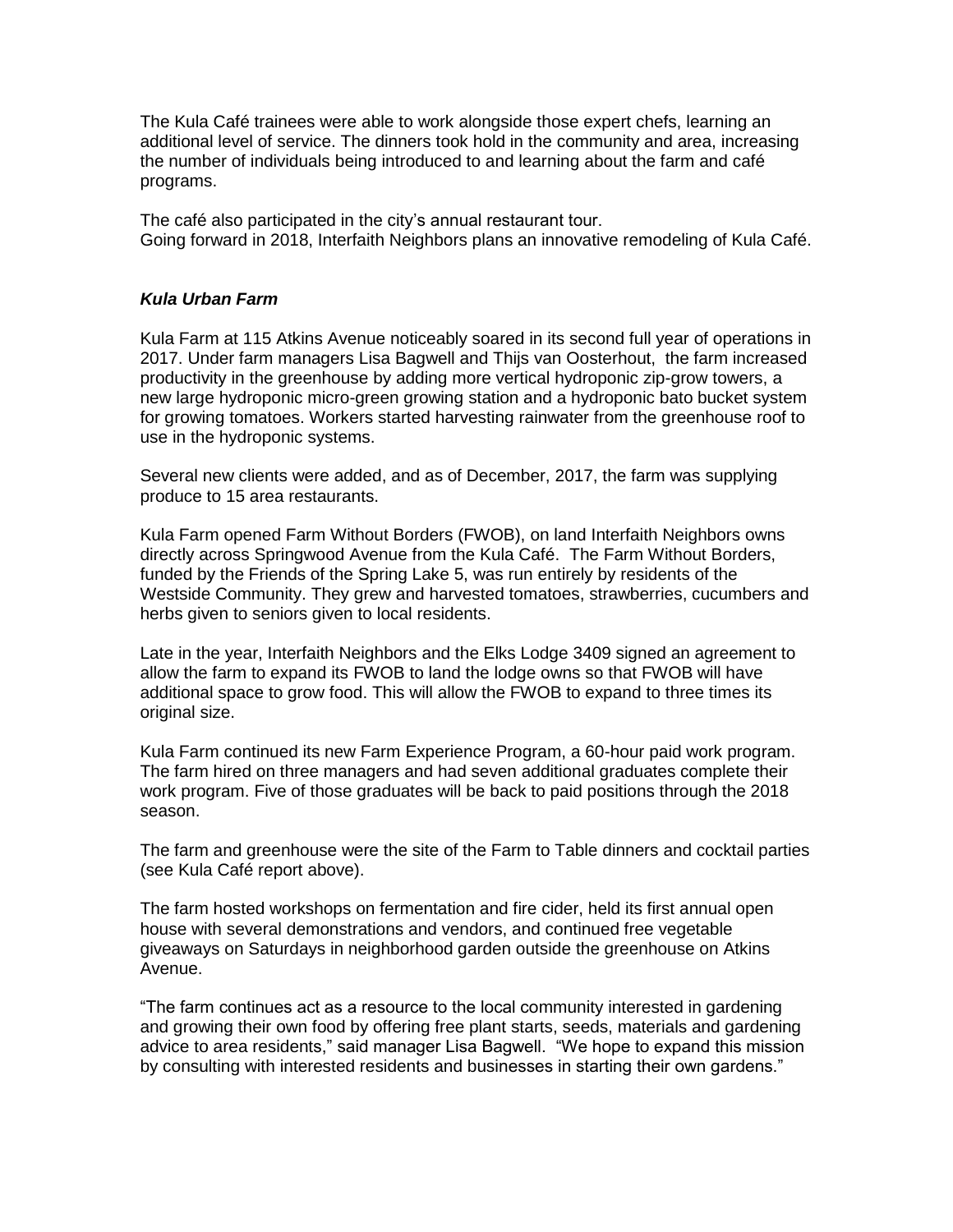The Kula Café trainees were able to work alongside those expert chefs, learning an additional level of service. The dinners took hold in the community and area, increasing the number of individuals being introduced to and learning about the farm and café programs.

The café also participated in the city's annual restaurant tour.
Going forward in 2018, Interfaith Neighbors plans an innovative remodeling of Kula Café.

### *Kula Urban Farm*

Kula Farm at 115 Atkins Avenue noticeably soared in its second full year of operations in 2017. Under farm managers Lisa Bagwell and Thijs van Oosterhout, the farm increased productivity in the greenhouse by adding more vertical hydroponic zip-grow towers, a new large hydroponic micro-green growing station and a hydroponic bato bucket system for growing tomatoes. Workers started harvesting rainwater from the greenhouse roof to use in the hydroponic systems.

Several new clients were added, and as of December, 2017, the farm was supplying produce to 15 area restaurants.

Kula Farm opened Farm Without Borders (FWOB), on land Interfaith Neighbors owns directly across Springwood Avenue from the Kula Café. The Farm Without Borders, funded by the Friends of the Spring Lake 5, was run entirely by residents of the Westside Community. They grew and harvested tomatoes, strawberries, cucumbers and herbs given to seniors given to local residents.

Late in the year, Interfaith Neighbors and the Elks Lodge 3409 signed an agreement to allow the farm to expand its FWOB to land the lodge owns so that FWOB will have additional space to grow food. This will allow the FWOB to expand to three times its original size.

Kula Farm continued its new Farm Experience Program, a 60-hour paid work program. The farm hired on three managers and had seven additional graduates complete their work program. Five of those graduates will be back to paid positions through the 2018 season.

The farm and greenhouse were the site of the Farm to Table dinners and cocktail parties (see Kula Café report above).

The farm hosted workshops on fermentation and fire cider, held its first annual open house with several demonstrations and vendors, and continued free vegetable giveaways on Saturdays in neighborhood garden outside the greenhouse on Atkins Avenue.

"The farm continues act as a resource to the local community interested in gardening and growing their own food by offering free plant starts, seeds, materials and gardening advice to area residents," said manager Lisa Bagwell. "We hope to expand this mission by consulting with interested residents and businesses in starting their own gardens."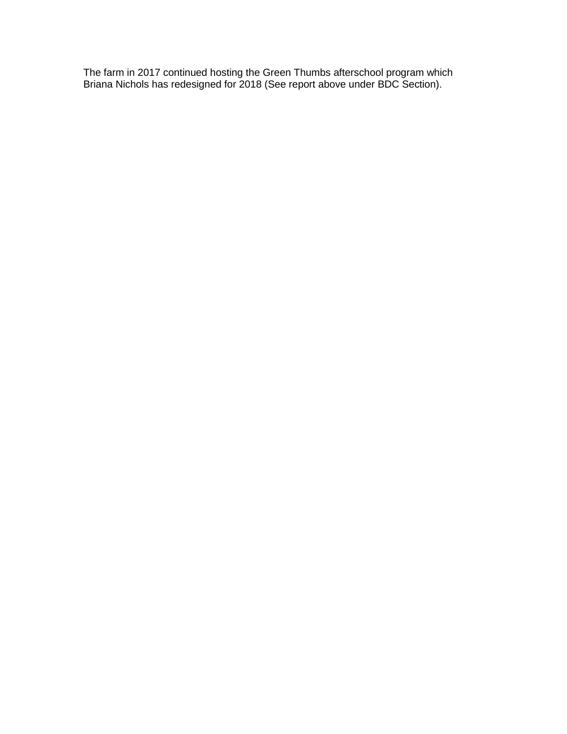The farm in 2017 continued hosting the Green Thumbs afterschool program which Briana Nichols has redesigned for 2018 (See report above under BDC Section).